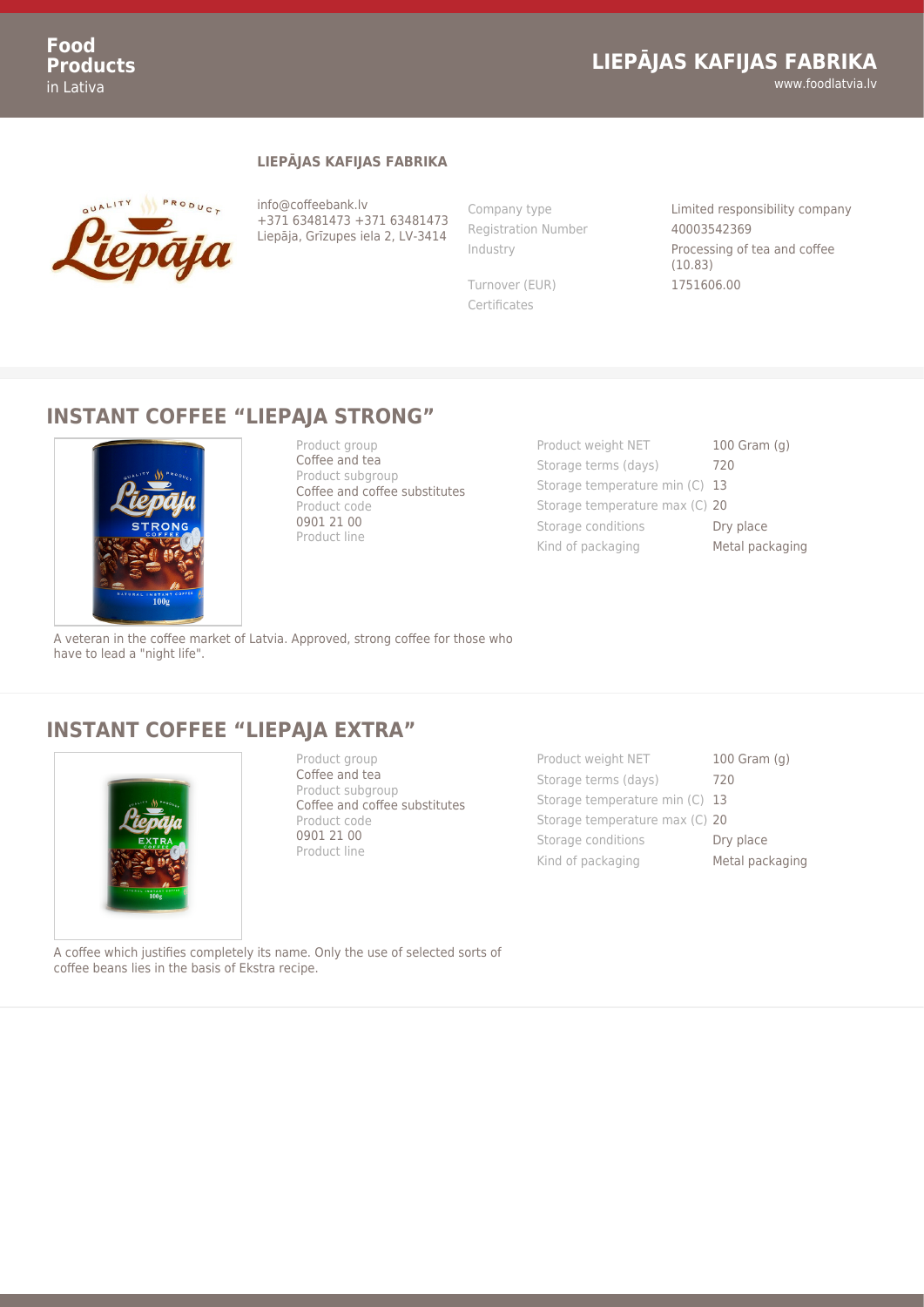### LIEPĀJAS KAFIJAS FABRIKA

info@coffeebank.lv
+371 63481473 +371 63481473
Liepāja, Grīzupes iela 2, LV-3414

| | |
|---|---|
| Company type | Limited responsibility company |
| Registration Number | 40003542369 |
| Industry | Processing of tea and coffee (10.83) |
| Turnover (EUR) | 1751606.00 |
| Certificates | |

## INSTANT COFFEE “LIEPAJA STRONG”

Product group
Coffee and tea
Product subgroup
Coffee and coffee substitutes
Product code
0901 21 00
Product line

| | |
|---|---|
| Product weight NET | 100 Gram (g) |
| Storage terms (days) | 720 |
| Storage temperature min (C) | 13 |
| Storage temperature max (C) | 20 |
| Storage conditions | Dry place |
| Kind of packaging | Metal packaging |

A veteran in the coffee market of Latvia. Approved, strong coffee for those who have to lead a "night life".

## INSTANT COFFEE “LIEPAJA EXTRA”

Product group
Coffee and tea
Product subgroup
Coffee and coffee substitutes
Product code
0901 21 00
Product line

| | |
|---|---|
| Product weight NET | 100 Gram (g) |
| Storage terms (days) | 720 |
| Storage temperature min (C) | 13 |
| Storage temperature max (C) | 20 |
| Storage conditions | Dry place |
| Kind of packaging | Metal packaging |

A coffee which justifies completely its name. Only the use of selected sorts of coffee beans lies in the basis of Ekstra recipe.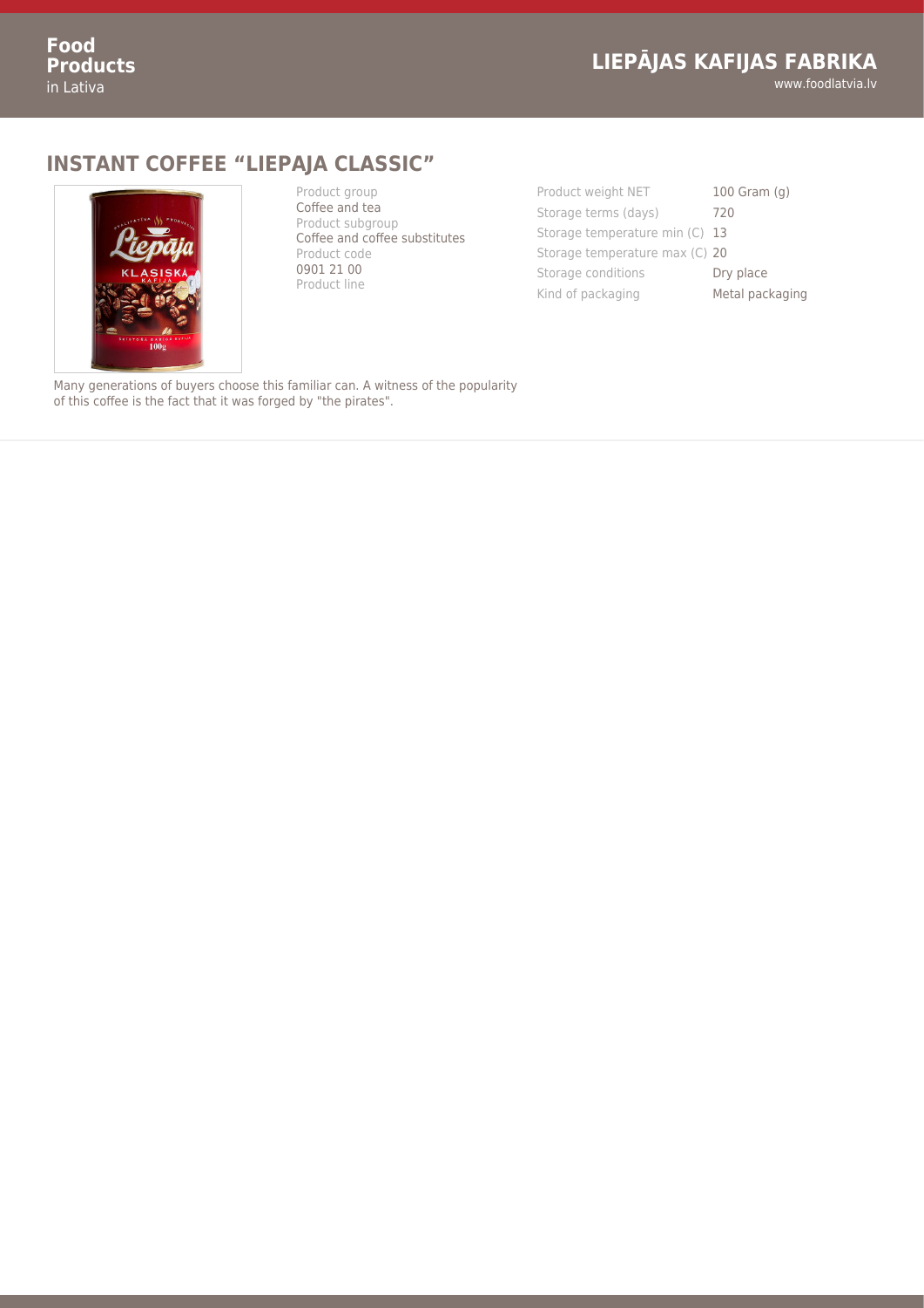# INSTANT COFFEE "LIEPAJA CLASSIC"

Product group
Coffee and tea
Product subgroup
Coffee and coffee substitutes
Product code
0901 21 00
Product line

| | |
|---|---|
| Product weight NET | 100 Gram (g) |
| Storage terms (days) | 720 |
| Storage temperature min (C) | 13 |
| Storage temperature max (C) | 20 |
| Storage conditions | Dry place |
| Kind of packaging | Metal packaging |

Many generations of buyers choose this familiar can. A witness of the popularity of this coffee is the fact that it was forged by "the pirates".